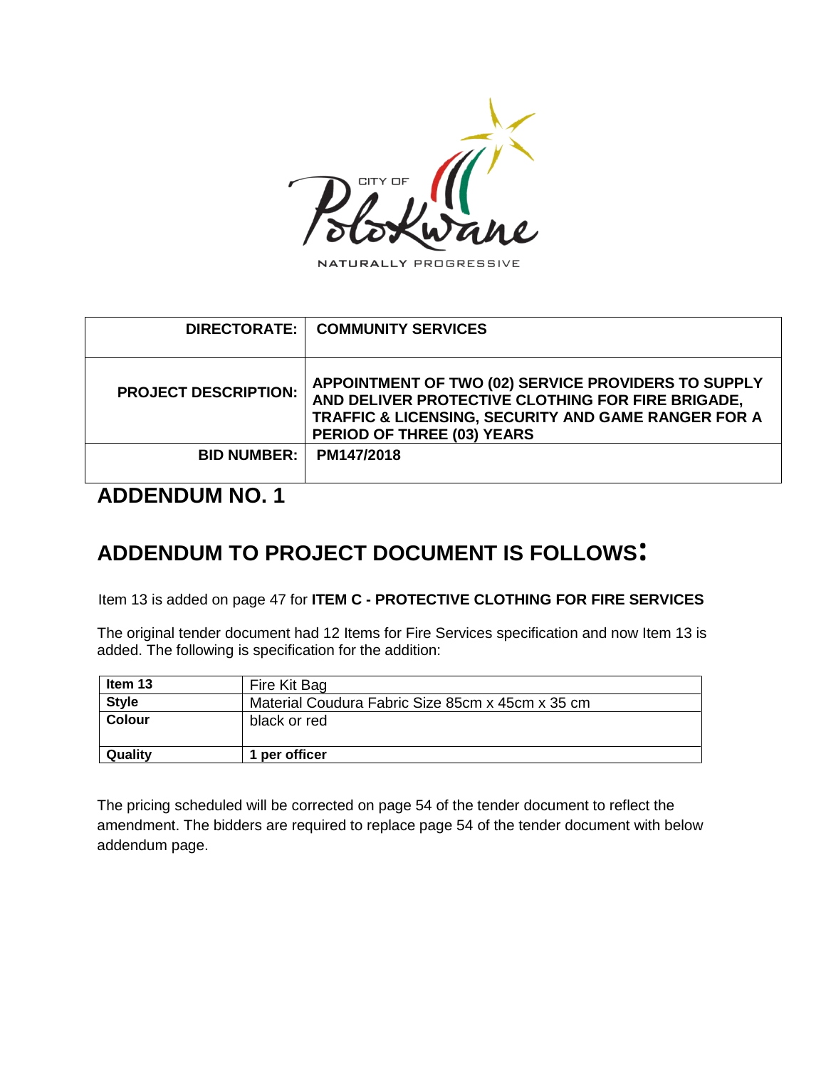| DIRECTORATE: | COMMUNITY SERVICES |
|---|---|
| PROJECT DESCRIPTION: | APPOINTMENT OF TWO (02) SERVICE PROVIDERS TO SUPPLY AND DELIVER PROTECTIVE CLOTHING FOR FIRE BRIGADE, TRAFFIC & LICENSING, SECURITY AND GAME RANGER FOR A PERIOD OF THREE (03) YEARS |
| BID NUMBER: | PM147/2018 |

# ADDENDUM NO. 1

## ADDENDUM TO PROJECT DOCUMENT IS FOLLOWS:

Item 13 is added on page 47 for **ITEM C - PROTECTIVE CLOTHING FOR FIRE SERVICES**

The original tender document had 12 Items for Fire Services specification and now Item 13 is added. The following is specification for the addition:

| **Item 13** | Fire Kit Bag |
|---|---|
| **Style** | Material Coudura Fabric Size 85cm x 45cm x 35 cm |
| **Colour** | black or red |
| **Quality** | **1 per officer** |

The pricing scheduled will be corrected on page 54 of the tender document to reflect the amendment. The bidders are required to replace page 54 of the tender document with below addendum page.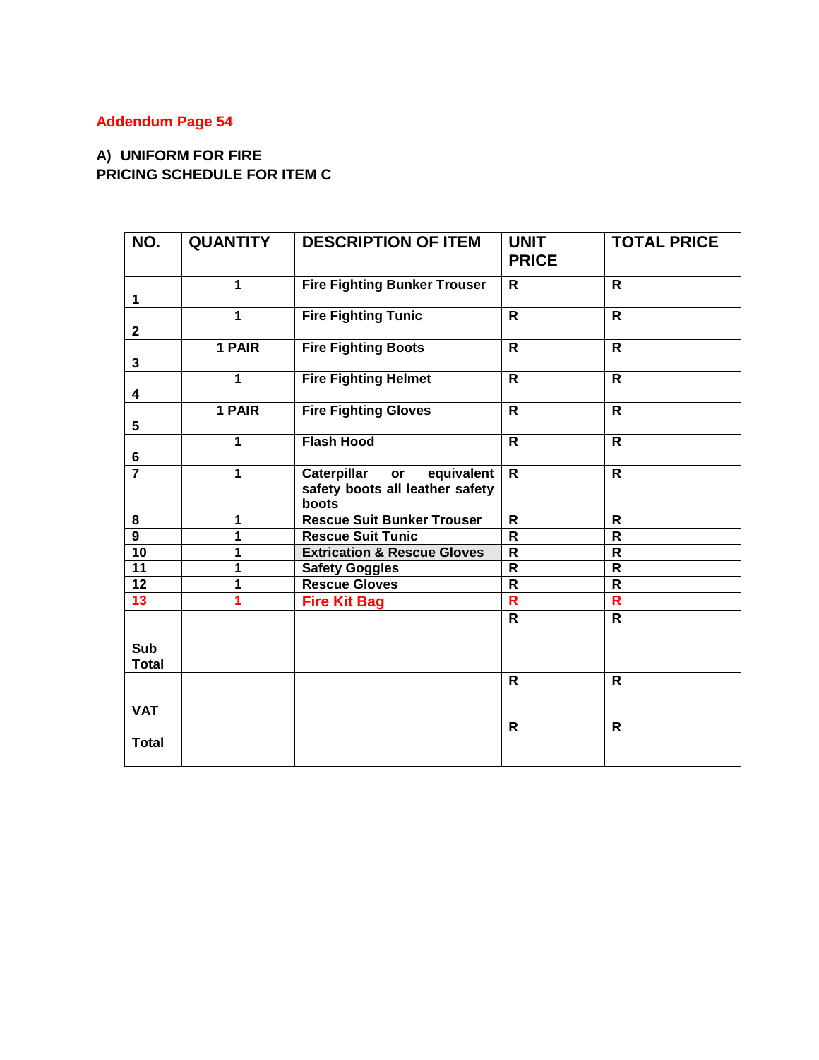Addendum Page 54

**A) UNIFORM FOR FIRE**
**PRICING SCHEDULE FOR ITEM C**

| NO. | QUANTITY | DESCRIPTION OF ITEM | UNIT PRICE | TOTAL PRICE |
|---|---|---|---|---|
| 1 | 1 | Fire Fighting Bunker Trouser | R | R |
| 2 | 1 | Fire Fighting Tunic | R | R |
| 3 | 1 PAIR | Fire Fighting Boots | R | R |
| 4 | 1 | Fire Fighting Helmet | R | R |
| 5 | 1 PAIR | Fire Fighting Gloves | R | R |
| 6 | 1 | Flash Hood | R | R |
| 7 | 1 | Caterpillar or equivalent safety boots all leather safety boots | R | R |
| 8 | 1 | Rescue Suit Bunker Trouser | R | R |
| 9 | 1 | Rescue Suit Tunic | R | R |
| 10 | 1 | Extrication & Rescue Gloves | R | R |
| 11 | 1 | Safety Goggles | R | R |
| 12 | 1 | Rescue Gloves | R | R |
| 13 | 1 | Fire Kit Bag | R | R |
| Sub Total | | | R | R |
| VAT | | | R | R |
| Total | | | R | R |